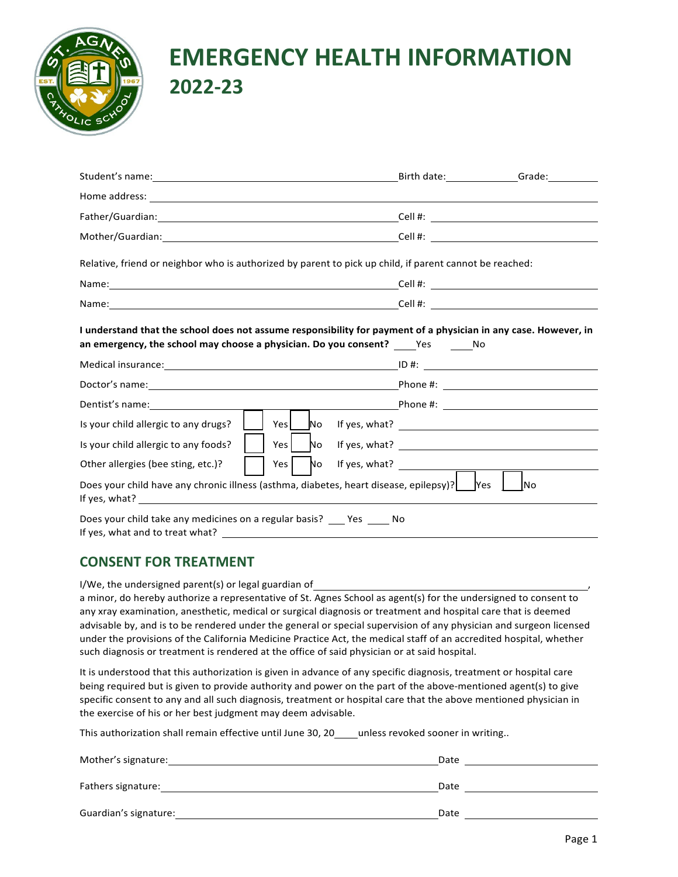# EMERGENCY HEALTH INFORMATION
## 2022-23

Student's name: ______________________ Birth date: __________ Grade: ________

Home address: ______________________________________________

Father/Guardian: ______________________ Cell #: ______________________

Mother/Guardian: ______________________ Cell #: ______________________

Relative, friend or neighbor who is authorized by parent to pick up child, if parent cannot be reached:

Name: ______________________ Cell #: ______________________

Name: ______________________ Cell #: ______________________

**I understand that the school does not assume responsibility for payment of a physician in any case. However, in an emergency, the school may choose a physician. Do you consent?** ____Yes ____No

Medical insurance: ______________________ ID #: ______________________

Doctor's name: ______________________ Phone #: ______________________

Dentist's name: ______________________ Phone #: ______________________

Is your child allergic to any drugs? ☐ Yes ☐ No If yes, what? ______________________

Is your child allergic to any foods? ☐ Yes ☐ No If yes, what? ______________________

Other allergies (bee sting, etc.)? ☐ Yes ☐ No If yes, what? ______________________

Does your child have any chronic illness (asthma, diabetes, heart disease, epilepsy)? ☐ Yes ☐ No
If yes, what? ______________________

Does your child take any medicines on a regular basis? ___ Yes ____ No
If yes, what and to treat what? ______________________

## CONSENT FOR TREATMENT

I/We, the undersigned parent(s) or legal guardian of ______________________________, a minor, do hereby authorize a representative of St. Agnes School as agent(s) for the undersigned to consent to any xray examination, anesthetic, medical or surgical diagnosis or treatment and hospital care that is deemed advisable by, and is to be rendered under the general or special supervision of any physician and surgeon licensed under the provisions of the California Medicine Practice Act, the medical staff of an accredited hospital, whether such diagnosis or treatment is rendered at the office of said physician or at said hospital.

It is understood that this authorization is given in advance of any specific diagnosis, treatment or hospital care being required but is given to provide authority and power on the part of the above-mentioned agent(s) to give specific consent to any and all such diagnosis, treatment or hospital care that the above mentioned physician in the exercise of his or her best judgment may deem advisable.

This authorization shall remain effective until June 30, 20____unless revoked sooner in writing..

Mother's signature: ______________________ Date ______________

Fathers signature: ______________________ Date ______________

Guardian's signature: ______________________ Date ______________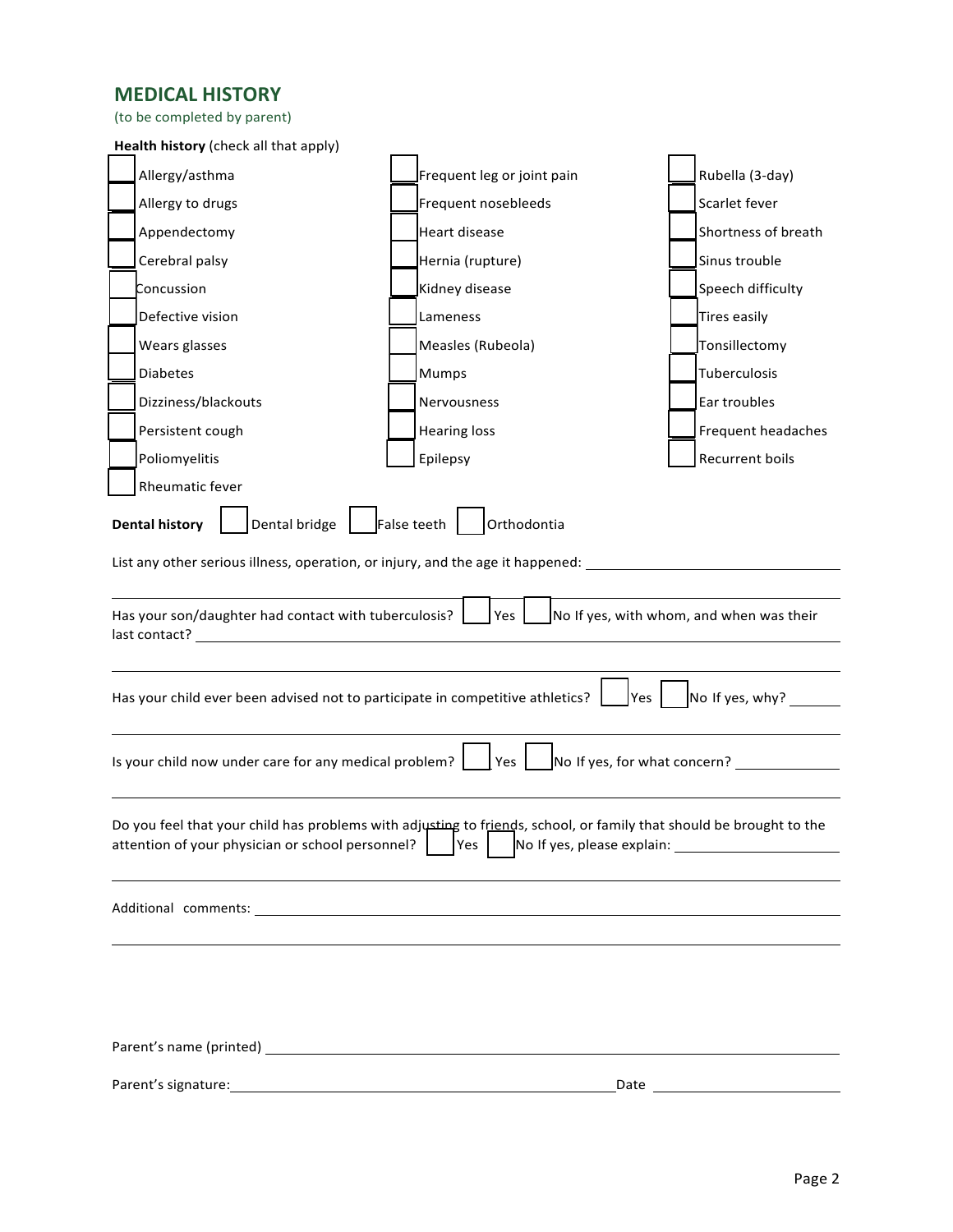## MEDICAL HISTORY

(to be completed by parent)

**Health history** (check all that apply)

| | | |
|---|---|---|
| ☐ Allergy/asthma | ☐ Frequent leg or joint pain | ☐ Rubella (3-day) |
| ☐ Allergy to drugs | ☐ Frequent nosebleeds | ☐ Scarlet fever |
| ☐ Appendectomy | ☐ Heart disease | ☐ Shortness of breath |
| ☐ Cerebral palsy | ☐ Hernia (rupture) | ☐ Sinus trouble |
| ☐ Concussion | ☐ Kidney disease | ☐ Speech difficulty |
| ☐ Defective vision | ☐ Lameness | ☐ Tires easily |
| ☐ Wears glasses | ☐ Measles (Rubeola) | ☐ Tonsillectomy |
| ☐ Diabetes | ☐ Mumps | ☐ Tuberculosis |
| ☐ Dizziness/blackouts | ☐ Nervousness | ☐ Ear troubles |
| ☐ Persistent cough | ☐ Hearing loss | ☐ Frequent headaches |
| ☐ Poliomyelitis | ☐ Epilepsy | ☐ Recurrent boils |
| ☐ Rheumatic fever | | |

**Dental history** ☐ Dental bridge ☐ False teeth ☐ Orthodontia

List any other serious illness, operation, or injury, and the age it happened: ____________________

____________________________________________________________

Has your son/daughter had contact with tuberculosis? ☐ Yes ☐ No If yes, with whom, and when was their last contact? ____________________

____________________________________________________________

Has your child ever been advised not to participate in competitive athletics? ☐ Yes ☐ No If yes, why? __________

____________________________________________________________

Is your child now under care for any medical problem? ☐ Yes ☐ No If yes, for what concern? __________

____________________________________________________________

Do you feel that your child has problems with adjusting to friends, school, or family that should be brought to the attention of your physician or school personnel? ☐ Yes ☐ No If yes, please explain: __________

____________________________________________________________

Additional comments: ____________________

____________________________________________________________

Parent's name (printed) ____________________

Parent's signature: ____________________ Date __________